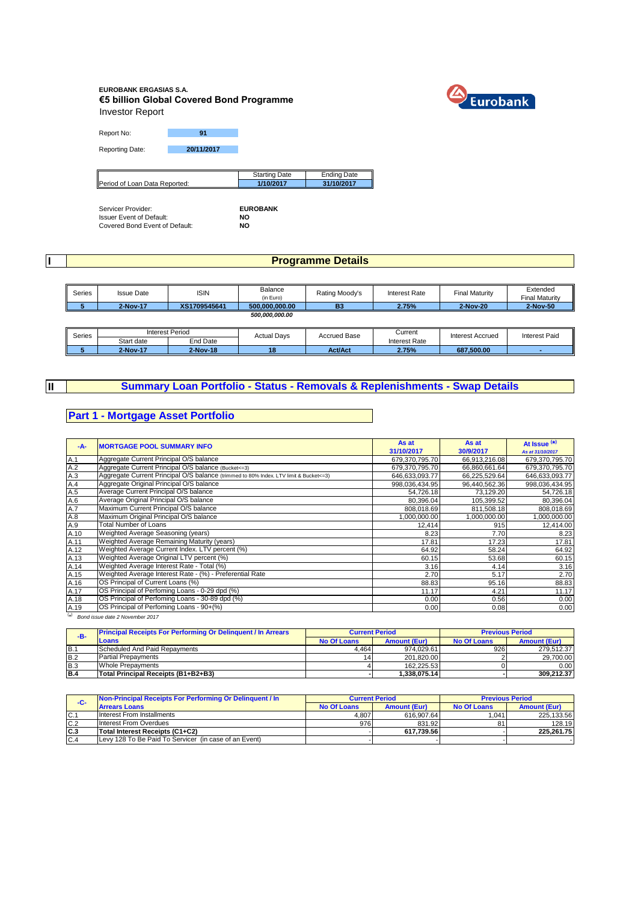**EUROBANK ERGASIAS S.A.**
**€5 billion Global Covered Bond Programme**
Investor Report

| | |
|---|---|
| Report No: | 91 |
| Reporting Date: | 20/11/2017 |

| | Starting Date | Ending Date |
|---|---|---|
| Period of Loan Data Reported: | 1/10/2017 | 31/10/2017 |

| | |
|---|---|
| Servicer Provider: | EUROBANK |
| Issuer Event of Default: | NO |
| Covered Bond Event of Default: | NO |

# I Programme Details

| Series | Issue Date | ISIN | Balance (in Euro) | Rating Moody's | Interest Rate | Final Maturity | Extended Final Maturity |
|---|---|---|---|---|---|---|---|
| 5 | 2-Nov-17 | XS1709545641 | 500,000,000.00 | B3 | 2.75% | 2-Nov-20 | 2-Nov-50 |
| | | | *500,000,000.00* | | | | |

| Series | Interest Period | | Actual Days | Accrued Base | Current Interest Rate | Interest Accrued | Interest Paid |
|---|---|---|---|---|---|---|---|
| | Start date | End Date | | | | | |
| 5 | 2-Nov-17 | 2-Nov-18 | 18 | Act/Act | 2.75% | 687,500.00 | - |

# II Summary Loan Portfolio - Status - Removals & Replenishments - Swap Details

## Part 1 - Mortgage Asset Portfolio

| -A- | MORTGAGE POOL SUMMARY INFO | As at 31/10/2017 | As at 30/9/2017 | At Issue (*) As at 31/10/2017 |
|---|---|---|---|---|
| A.1 | Aggregate Current Principal O/S balance | 679,370,795.70 | 66,913,216.08 | 679,370,795.70 |
| A.2 | Aggregate Current Principal O/S balance (Bucket<=3) | 679,370,795.70 | 66,860,661.64 | 679,370,795.70 |
| A.3 | Aggregate Current Principal O/S balance (trimmed to 80% Index. LTV limit & Bucket<=3) | 646,633,093.77 | 66,225,529.64 | 646,633,093.77 |
| A.4 | Aggregate Original Principal O/S balance | 998,036,434.95 | 96,440,562.36 | 998,036,434.95 |
| A.5 | Average Current Principal O/S balance | 54,726.18 | 73,129.20 | 54,726.18 |
| A.6 | Average Original Principal O/S balance | 80,396.04 | 105,399.52 | 80,396.04 |
| A.7 | Maximum Current Principal O/S balance | 808,018.69 | 811,508.18 | 808,018.69 |
| A.8 | Maximum Original Principal O/S balance | 1,000,000.00 | 1,000,000.00 | 1,000,000.00 |
| A.9 | Total Number of Loans | 12,414 | 915 | 12,414.00 |
| A.10 | Weighted Average Seasoning (years) | 8.23 | 7.70 | 8.23 |
| A.11 | Weighted Average Remaining Maturity (years) | 17.81 | 17.23 | 17.81 |
| A.12 | Weighted Average Current Index. LTV percent (%) | 64.92 | 58.24 | 64.92 |
| A.13 | Weighted Average Original LTV percent (%) | 60.15 | 53.68 | 60.15 |
| A.14 | Weighted Average Interest Rate - Total (%) | 3.16 | 4.14 | 3.16 |
| A.15 | Weighted Average Interest Rate - (%) - Preferential Rate | 2.70 | 5.17 | 2.70 |
| A.16 | OS Principal of Current Loans (%) | 88.83 | 95.16 | 88.83 |
| A.17 | OS Principal of Perfoming Loans - 0-29 dpd (%) | 11.17 | 4.21 | 11.17 |
| A.18 | OS Principal of Perfoming Loans - 30-89 dpd (%) | 0.00 | 0.56 | 0.00 |
| A.19 | OS Principal of Perfoming Loans - 90+(%) | 0.00 | 0.08 | 0.00 |

(*) *Bond issue date 2 November 2017*

| -B- | Principal Receipts For Performing Or Delinquent / In Arrears Loans | Current Period | | Previous Period | |
|---|---|---|---|---|---|
| | | No Of Loans | Amount (Eur) | No Of Loans | Amount (Eur) |
| B.1 | Scheduled And Paid Repayments | 4,464 | 974,029.61 | 926 | 279,512.37 |
| B.2 | Partial Prepayments | 14 | 201,820.00 | 2 | 29,700.00 |
| B.3 | Whole Prepayments | 4 | 162,225.53 | 0 | 0.00 |
| **B.4** | **Total Principal Receipts (B1+B2+B3)** | - | **1,338,075.14** | - | **309,212.37** |

| -C- | Non-Principal Receipts For Performing Or Delinquent / In Arrears Loans | Current Period | | Previous Period | |
|---|---|---|---|---|---|
| | | No Of Loans | Amount (Eur) | No Of Loans | Amount (Eur) |
| C.1 | Interest From Installments | 4,807 | 616,907.64 | 1,041 | 225,133.56 |
| C.2 | Interest From Overdues | 976 | 831.92 | 81 | 128.19 |
| **C.3** | **Total Interest Receipts (C1+C2)** | - | **617,739.56** | - | **225,261.75** |
| C.4 | Levy 128 To Be Paid To Servicer (in case of an Event) | - | - | - | - |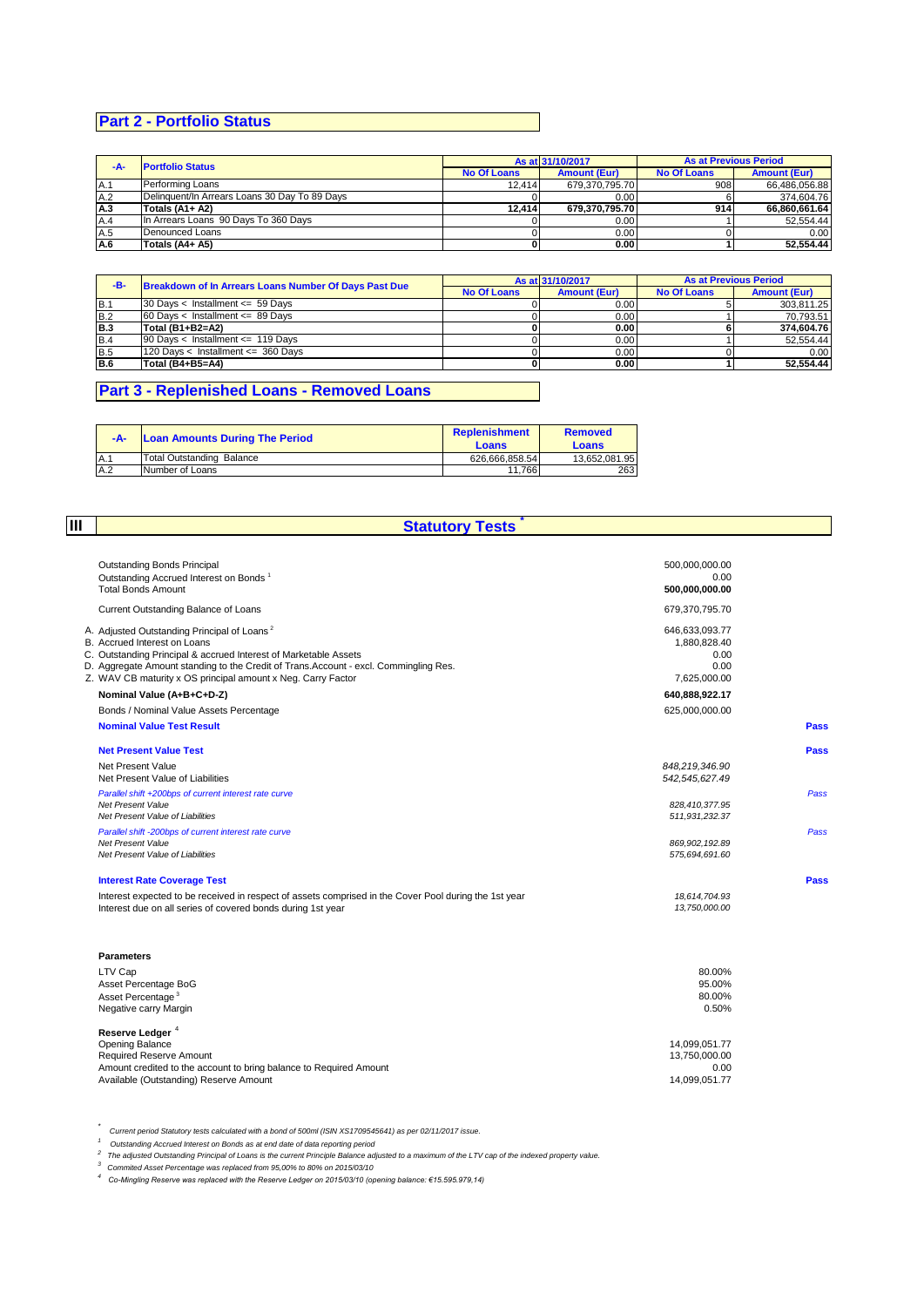## Part 2 - Portfolio Status

| -A- | Portfolio Status | As at 31/10/2017 | | As at Previous Period | |
|---|---|---|---|---|---|
| | | No Of Loans | Amount (Eur) | No Of Loans | Amount (Eur) |
| A.1 | Performing Loans | 12,414 | 679,370,795.70 | 908 | 66,486,056.88 |
| A.2 | Delinquent/In Arrears Loans 30 Day To 89 Days | 0 | 0.00 | 6 | 374,604.76 |
| **A.3** | **Totals (A1+ A2)** | **12,414** | **679,370,795.70** | **914** | **66,860,661.64** |
| A.4 | In Arrears Loans 90 Days To 360 Days | 0 | 0.00 | 1 | 52,554.44 |
| A.5 | Denounced Loans | 0 | 0.00 | 0 | 0.00 |
| **A.6** | **Totals (A4+ A5)** | **0** | **0.00** | **1** | **52,554.44** |

| -B- | Breakdown of In Arrears Loans Number Of Days Past Due | As at 31/10/2017 | | As at Previous Period | |
|---|---|---|---|---|---|
| | | No Of Loans | Amount (Eur) | No Of Loans | Amount (Eur) |
| B.1 | 30 Days < Installment <= 59 Days | 0 | 0.00 | 5 | 303,811.25 |
| B.2 | 60 Days < Installment <= 89 Days | 0 | 0.00 | 1 | 70,793.51 |
| **B.3** | **Total (B1+B2=A2)** | **0** | **0.00** | **6** | **374,604.76** |
| B.4 | 90 Days < Installment <= 119 Days | 0 | 0.00 | 1 | 52,554.44 |
| B.5 | 120 Days < Installment <= 360 Days | 0 | 0.00 | 0 | 0.00 |
| **B.6** | **Total (B4+B5=A4)** | **0** | **0.00** | **1** | **52,554.44** |

## Part 3 - Replenished Loans - Removed Loans

| -A- | Loan Amounts During The Period | Replenishment Loans | Removed Loans |
|---|---|---|---|
| A.1 | Total Outstanding Balance | 626,666,858.54 | 13,652,081.95 |
| A.2 | Number of Loans | 11,766 | 263 |

## III Statutory Tests *

| | | |
|---|---|---|
| Outstanding Bonds Principal | 500,000,000.00 | |
| Outstanding Accrued Interest on Bonds [1] | 0.00 | |
| Total Bonds Amount | **500,000,000.00** | |
| Current Outstanding Balance of Loans | 679,370,795.70 | |
| A. Adjusted Outstanding Principal of Loans [2] | 646,633,093.77 | |
| B. Accrued Interest on Loans | 1,880,828.40 | |
| C. Outstanding Principal & accrued Interest of Marketable Assets | 0.00 | |
| D. Aggregate Amount standing to the Credit of Trans.Account - excl. Commingling Res. | 0.00 | |
| Z. WAV CB maturity x OS principal amount x Neg. Carry Factor | 7,625,000.00 | |
| **Nominal Value (A+B+C+D-Z)** | **640,888,922.17** | |
| Bonds / Nominal Value Assets Percentage | 625,000,000.00 | |
| **Nominal Value Test Result** | | **Pass** |
| **Net Present Value Test** | | **Pass** |
| Net Present Value | *848,219,346.90* | |
| Net Present Value of Liabilities | *542,545,627.49* | |
| *Parallel shift +200bps of current interest rate curve* | | *Pass* |
| *Net Present Value* | *828,410,377.95* | |
| *Net Present Value of Liabilities* | *511,931,232.37* | |
| *Parallel shift -200bps of current interest rate curve* | | *Pass* |
| *Net Present Value* | *869,902,192.89* | |
| *Net Present Value of Liabilities* | *575,694,691.60* | |
| **Interest Rate Coverage Test** | | **Pass** |
| Interest expected to be received in respect of assets comprised in the Cover Pool during the 1st year | *18,614,704.93* | |
| Interest due on all series of covered bonds during 1st year | *13,750,000.00* | |

**Parameters**

| | |
|---|---|
| LTV Cap | 80.00% |
| Asset Percentage BoG | 95.00% |
| Asset Percentage [3] | 80.00% |
| Negative carry Margin | 0.50% |

**Reserve Ledger [4]**

| | |
|---|---|
| Opening Balance | 14,099,051.77 |
| Required Reserve Amount | 13,750,000.00 |
| Amount credited to the account to bring balance to Required Amount | 0.00 |
| Available (Outstanding) Reserve Amount | 14,099,051.77 |

*\* Current period Statutory tests calculated with a bond of 500ml (ISIN XS1709545641) as per 02/11/2017 issue.*

*[1] Outstanding Accrued Interest on Bonds as at end date of data reporting period*

*[2] The adjusted Outstanding Principal of Loans is the current Principle Balance adjusted to a maximum of the LTV cap of the indexed property value.*

*[3] Commited Asset Percentage was replaced from 95,00% to 80% on 2015/03/10*

*[4] Co-Mingling Reserve was replaced with the Reserve Ledger on 2015/03/10 (opening balance: €15.595.979,14)*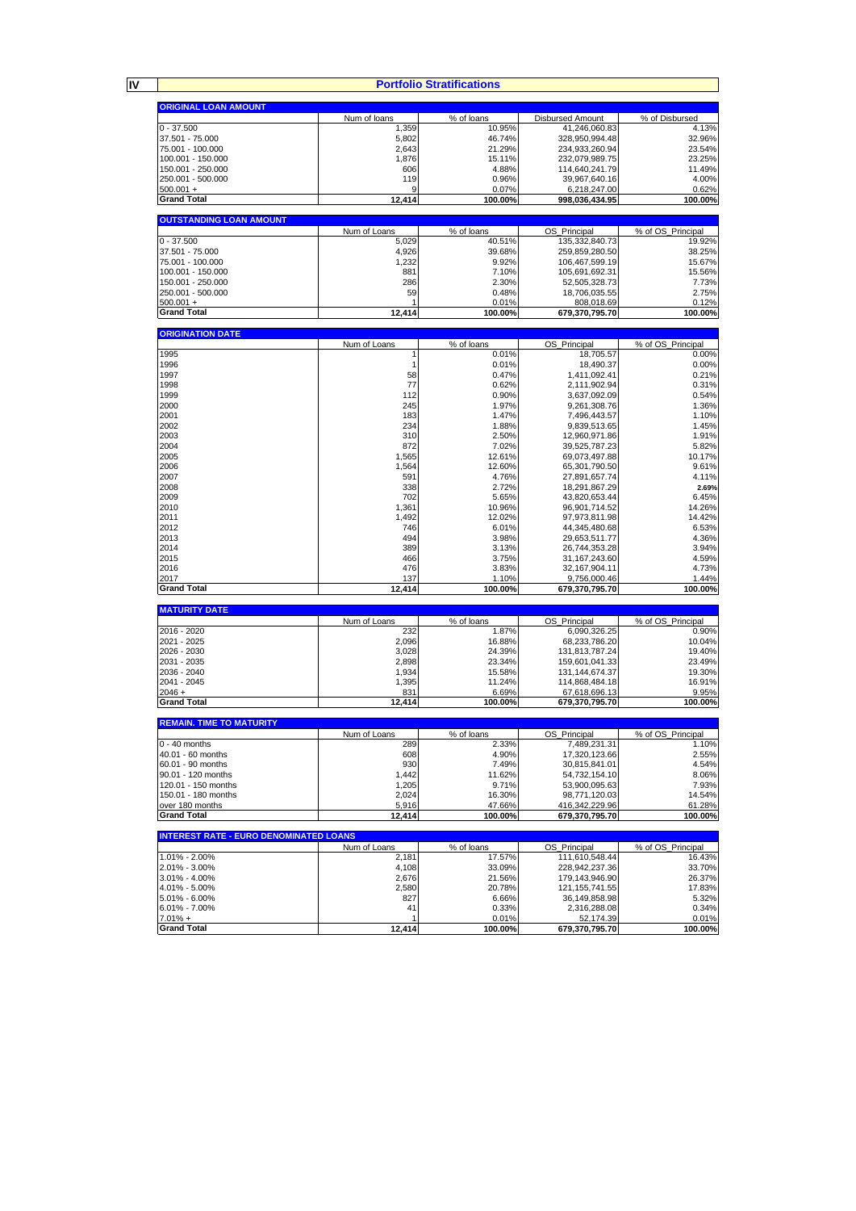# IV Portfolio Stratifications

| ORIGINAL LOAN AMOUNT | Num of loans | % of loans | Disbursed Amount | % of Disbursed |
|---|---|---|---|---|
| 0 - 37.500 | 1,359 | 10.95% | 41,246,060.83 | 4.13% |
| 37.501 - 75.000 | 5,802 | 46.74% | 328,950,994.48 | 32.96% |
| 75.001 - 100.000 | 2,643 | 21.29% | 234,933,260.94 | 23.54% |
| 100.001 - 150.000 | 1,876 | 15.11% | 232,079,989.75 | 23.25% |
| 150.001 - 250.000 | 606 | 4.88% | 114,640,241.79 | 11.49% |
| 250.001 - 500.000 | 119 | 0.96% | 39,967,640.16 | 4.00% |
| 500.001 + | 9 | 0.07% | 6,218,247.00 | 0.62% |
| **Grand Total** | **12,414** | **100.00%** | **998,036,434.95** | **100.00%** |

| OUTSTANDING LOAN AMOUNT | Num of Loans | % of loans | OS_Principal | % of OS_Principal |
|---|---|---|---|---|
| 0 - 37.500 | 5,029 | 40.51% | 135,332,840.73 | 19.92% |
| 37.501 - 75.000 | 4,926 | 39.68% | 259,859,280.50 | 38.25% |
| 75.001 - 100.000 | 1,232 | 9.92% | 106,467,599.19 | 15.67% |
| 100.001 - 150.000 | 881 | 7.10% | 105,691,692.31 | 15.56% |
| 150.001 - 250.000 | 286 | 2.30% | 52,505,328.73 | 7.73% |
| 250.001 - 500.000 | 59 | 0.48% | 18,706,035.55 | 2.75% |
| 500.001 + | 1 | 0.01% | 808,018.69 | 0.12% |
| **Grand Total** | **12,414** | **100.00%** | **679,370,795.70** | **100.00%** |

| ORIGINATION DATE | Num of Loans | % of loans | OS_Principal | % of OS_Principal |
|---|---|---|---|---|
| 1995 | 1 | 0.01% | 18,705.57 | 0.00% |
| 1996 | 1 | 0.01% | 18,490.37 | 0.00% |
| 1997 | 58 | 0.47% | 1,411,092.41 | 0.21% |
| 1998 | 77 | 0.62% | 2,111,902.94 | 0.31% |
| 1999 | 112 | 0.90% | 3,637,092.09 | 0.54% |
| 2000 | 245 | 1.97% | 9,261,308.76 | 1.36% |
| 2001 | 183 | 1.47% | 7,496,443.57 | 1.10% |
| 2002 | 234 | 1.88% | 9,839,513.65 | 1.45% |
| 2003 | 310 | 2.50% | 12,960,971.86 | 1.91% |
| 2004 | 872 | 7.02% | 39,525,787.23 | 5.82% |
| 2005 | 1,565 | 12.61% | 69,073,497.88 | 10.17% |
| 2006 | 1,564 | 12.60% | 65,301,790.50 | 9.61% |
| 2007 | 591 | 4.76% | 27,891,657.74 | 4.11% |
| 2008 | 338 | 2.72% | 18,291,867.29 | 2.69% |
| 2009 | 702 | 5.65% | 43,820,653.44 | 6.45% |
| 2010 | 1,361 | 10.96% | 96,901,714.52 | 14.26% |
| 2011 | 1,492 | 12.02% | 97,973,811.98 | 14.42% |
| 2012 | 746 | 6.01% | 44,345,480.68 | 6.53% |
| 2013 | 494 | 3.98% | 29,653,511.77 | 4.36% |
| 2014 | 389 | 3.13% | 26,744,353.28 | 3.94% |
| 2015 | 466 | 3.75% | 31,167,243.60 | 4.59% |
| 2016 | 476 | 3.83% | 32,167,904.11 | 4.73% |
| 2017 | 137 | 1.10% | 9,756,000.46 | 1.44% |
| **Grand Total** | **12,414** | **100.00%** | **679,370,795.70** | **100.00%** |

| MATURITY DATE | Num of Loans | % of loans | OS_Principal | % of OS_Principal |
|---|---|---|---|---|
| 2016 - 2020 | 232 | 1.87% | 6,090,326.25 | 0.90% |
| 2021 - 2025 | 2,096 | 16.88% | 68,233,786.20 | 10.04% |
| 2026 - 2030 | 3,028 | 24.39% | 131,813,787.24 | 19.40% |
| 2031 - 2035 | 2,898 | 23.34% | 159,601,041.33 | 23.49% |
| 2036 - 2040 | 1,934 | 15.58% | 131,144,674.37 | 19.30% |
| 2041 - 2045 | 1,395 | 11.24% | 114,868,484.18 | 16.91% |
| 2046 + | 831 | 6.69% | 67,618,696.13 | 9.95% |
| **Grand Total** | **12,414** | **100.00%** | **679,370,795.70** | **100.00%** |

| REMAIN. TIME TO MATURITY | Num of Loans | % of loans | OS_Principal | % of OS_Principal |
|---|---|---|---|---|
| 0 - 40 months | 289 | 2.33% | 7,489,231.31 | 1.10% |
| 40.01 - 60 months | 608 | 4.90% | 17,320,123.66 | 2.55% |
| 60.01 - 90 months | 930 | 7.49% | 30,815,841.01 | 4.54% |
| 90.01 - 120 months | 1,442 | 11.62% | 54,732,154.10 | 8.06% |
| 120.01 - 150 months | 1,205 | 9.71% | 53,900,095.63 | 7.93% |
| 150.01 - 180 months | 2,024 | 16.30% | 98,771,120.03 | 14.54% |
| over 180 months | 5,916 | 47.66% | 416,342,229.96 | 61.28% |
| **Grand Total** | **12,414** | **100.00%** | **679,370,795.70** | **100.00%** |

| INTEREST RATE - EURO DENOMINATED LOANS | Num of Loans | % of loans | OS_Principal | % of OS_Principal |
|---|---|---|---|---|
| 1.01% - 2.00% | 2,181 | 17.57% | 111,610,548.44 | 16.43% |
| 2.01% - 3.00% | 4,108 | 33.09% | 228,942,237.36 | 33.70% |
| 3.01% - 4.00% | 2,676 | 21.56% | 179,143,946.90 | 26.37% |
| 4.01% - 5.00% | 2,580 | 20.78% | 121,155,741.55 | 17.83% |
| 5.01% - 6.00% | 827 | 6.66% | 36,149,858.98 | 5.32% |
| 6.01% - 7.00% | 41 | 0.33% | 2,316,288.08 | 0.34% |
| 7.01% + | 1 | 0.01% | 52,174.39 | 0.01% |
| **Grand Total** | **12,414** | **100.00%** | **679,370,795.70** | **100.00%** |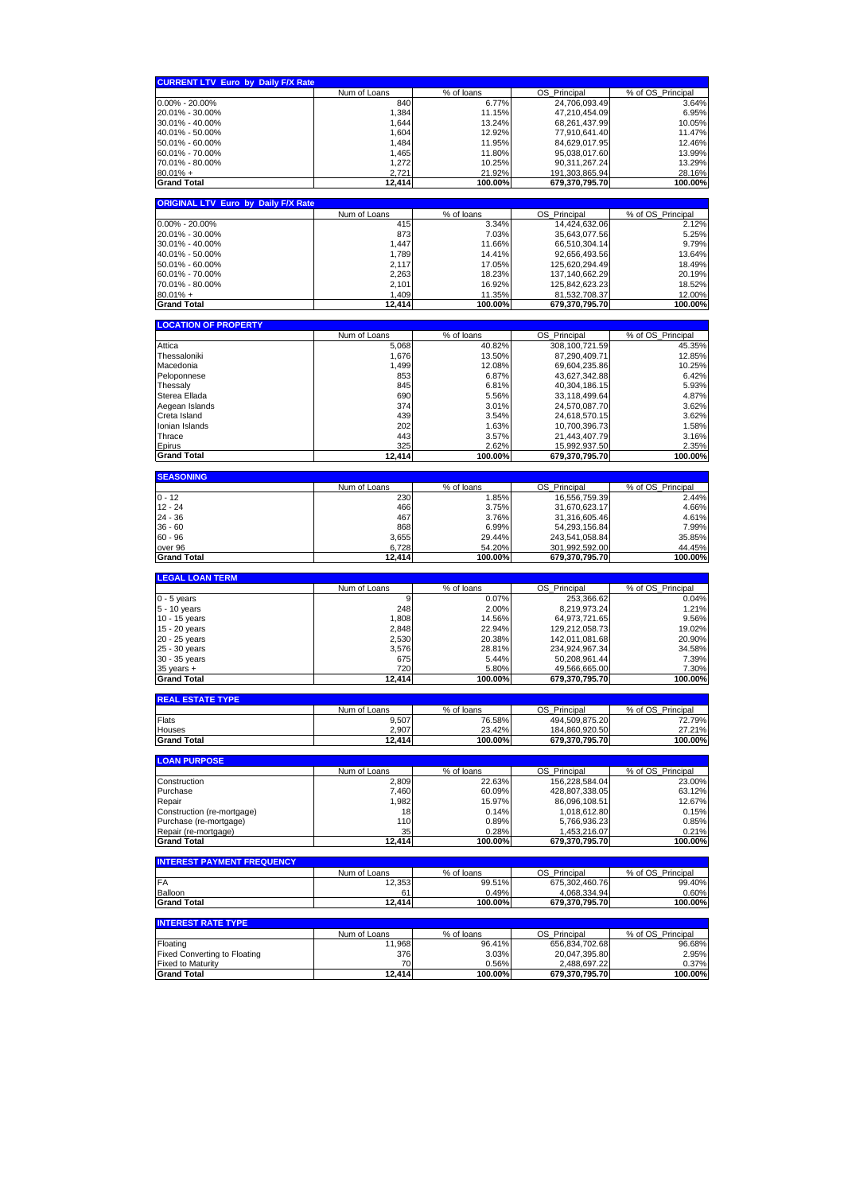| CURRENT LTV Euro by Daily F/X Rate | Num of Loans | % of loans | OS_Principal | % of OS_Principal |
|---|---|---|---|---|
| 0.00% - 20.00% | 840 | 6.77% | 24,706,093.49 | 3.64% |
| 20.01% - 30.00% | 1,384 | 11.15% | 47,210,454.09 | 6.95% |
| 30.01% - 40.00% | 1,644 | 13.24% | 68,261,437.99 | 10.05% |
| 40.01% - 50.00% | 1,604 | 12.92% | 77,910,641.40 | 11.47% |
| 50.01% - 60.00% | 1,484 | 11.95% | 84,629,017.95 | 12.46% |
| 60.01% - 70.00% | 1,465 | 11.80% | 95,038,017.60 | 13.99% |
| 70.01% - 80.00% | 1,272 | 10.25% | 90,311,267.24 | 13.29% |
| 80.01% + | 2,721 | 21.92% | 191,303,865.94 | 28.16% |
| **Grand Total** | **12,414** | **100.00%** | **679,370,795.70** | **100.00%** |

| ORIGINAL LTV Euro by Daily F/X Rate | Num of Loans | % of loans | OS_Principal | % of OS_Principal |
|---|---|---|---|---|
| 0.00% - 20.00% | 415 | 3.34% | 14,424,632.06 | 2.12% |
| 20.01% - 30.00% | 873 | 7.03% | 35,643,077.56 | 5.25% |
| 30.01% - 40.00% | 1,447 | 11.66% | 66,510,304.14 | 9.79% |
| 40.01% - 50.00% | 1,789 | 14.41% | 92,656,493.56 | 13.64% |
| 50.01% - 60.00% | 2,117 | 17.05% | 125,620,294.49 | 18.49% |
| 60.01% - 70.00% | 2,263 | 18.23% | 137,140,662.29 | 20.19% |
| 70.01% - 80.00% | 2,101 | 16.92% | 125,842,623.23 | 18.52% |
| 80.01% + | 1,409 | 11.35% | 81,532,708.37 | 12.00% |
| **Grand Total** | **12,414** | **100.00%** | **679,370,795.70** | **100.00%** |

| LOCATION OF PROPERTY | Num of Loans | % of loans | OS_Principal | % of OS_Principal |
|---|---|---|---|---|
| Attica | 5,068 | 40.82% | 308,100,721.59 | 45.35% |
| Thessaloniki | 1,676 | 13.50% | 87,290,409.71 | 12.85% |
| Macedonia | 1,499 | 12.08% | 69,604,235.86 | 10.25% |
| Peloponnese | 853 | 6.87% | 43,627,342.88 | 6.42% |
| Thessaly | 845 | 6.81% | 40,304,186.15 | 5.93% |
| Sterea Ellada | 690 | 5.56% | 33,118,499.64 | 4.87% |
| Aegean Islands | 374 | 3.01% | 24,570,087.70 | 3.62% |
| Creta Island | 439 | 3.54% | 24,618,570.15 | 3.62% |
| Ionian Islands | 202 | 1.63% | 10,700,396.73 | 1.58% |
| Thrace | 443 | 3.57% | 21,443,407.79 | 3.16% |
| Epirus | 325 | 2.62% | 15,992,937.50 | 2.35% |
| **Grand Total** | **12,414** | **100.00%** | **679,370,795.70** | **100.00%** |

| SEASONING | Num of Loans | % of loans | OS_Principal | % of OS_Principal |
|---|---|---|---|---|
| 0 - 12 | 230 | 1.85% | 16,556,759.39 | 2.44% |
| 12 - 24 | 466 | 3.75% | 31,670,623.17 | 4.66% |
| 24 - 36 | 467 | 3.76% | 31,316,605.46 | 4.61% |
| 36 - 60 | 868 | 6.99% | 54,293,156.84 | 7.99% |
| 60 - 96 | 3,655 | 29.44% | 243,541,058.84 | 35.85% |
| over 96 | 6,728 | 54.20% | 301,992,592.00 | 44.45% |
| **Grand Total** | **12,414** | **100.00%** | **679,370,795.70** | **100.00%** |

| LEGAL LOAN TERM | Num of Loans | % of loans | OS_Principal | % of OS_Principal |
|---|---|---|---|---|
| 0 - 5 years | 9 | 0.07% | 253,366.62 | 0.04% |
| 5 - 10 years | 248 | 2.00% | 8,219,973.24 | 1.21% |
| 10 - 15 years | 1,808 | 14.56% | 64,973,721.65 | 9.56% |
| 15 - 20 years | 2,848 | 22.94% | 129,212,058.73 | 19.02% |
| 20 - 25 years | 2,530 | 20.38% | 142,011,081.68 | 20.90% |
| 25 - 30 years | 3,576 | 28.81% | 234,924,967.34 | 34.58% |
| 30 - 35 years | 675 | 5.44% | 50,208,961.44 | 7.39% |
| 35 years + | 720 | 5.80% | 49,566,665.00 | 7.30% |
| **Grand Total** | **12,414** | **100.00%** | **679,370,795.70** | **100.00%** |

| REAL ESTATE TYPE | Num of Loans | % of loans | OS_Principal | % of OS_Principal |
|---|---|---|---|---|
| Flats | 9,507 | 76.58% | 494,509,875.20 | 72.79% |
| Houses | 2,907 | 23.42% | 184,860,920.50 | 27.21% |
| **Grand Total** | **12,414** | **100.00%** | **679,370,795.70** | **100.00%** |

| LOAN PURPOSE | Num of Loans | % of loans | OS_Principal | % of OS_Principal |
|---|---|---|---|---|
| Construction | 2,809 | 22.63% | 156,228,584.04 | 23.00% |
| Purchase | 7,460 | 60.09% | 428,807,338.05 | 63.12% |
| Repair | 1,982 | 15.97% | 86,096,108.51 | 12.67% |
| Construction (re-mortgage) | 18 | 0.14% | 1,018,612.80 | 0.15% |
| Purchase (re-mortgage) | 110 | 0.89% | 5,766,936.23 | 0.85% |
| Repair (re-mortgage) | 35 | 0.28% | 1,453,216.07 | 0.21% |
| **Grand Total** | **12,414** | **100.00%** | **679,370,795.70** | **100.00%** |

| INTEREST PAYMENT FREQUENCY | Num of Loans | % of loans | OS_Principal | % of OS_Principal |
|---|---|---|---|---|
| FA | 12,353 | 99.51% | 675,302,460.76 | 99.40% |
| Balloon | 61 | 0.49% | 4,068,334.94 | 0.60% |
| **Grand Total** | **12,414** | **100.00%** | **679,370,795.70** | **100.00%** |

| INTEREST RATE TYPE | Num of Loans | % of loans | OS_Principal | % of OS_Principal |
|---|---|---|---|---|
| Floating | 11,968 | 96.41% | 656,834,702.68 | 96.68% |
| Fixed Converting to Floating | 376 | 3.03% | 20,047,395.80 | 2.95% |
| Fixed to Maturity | 70 | 0.56% | 2,488,697.22 | 0.37% |
| **Grand Total** | **12,414** | **100.00%** | **679,370,795.70** | **100.00%** |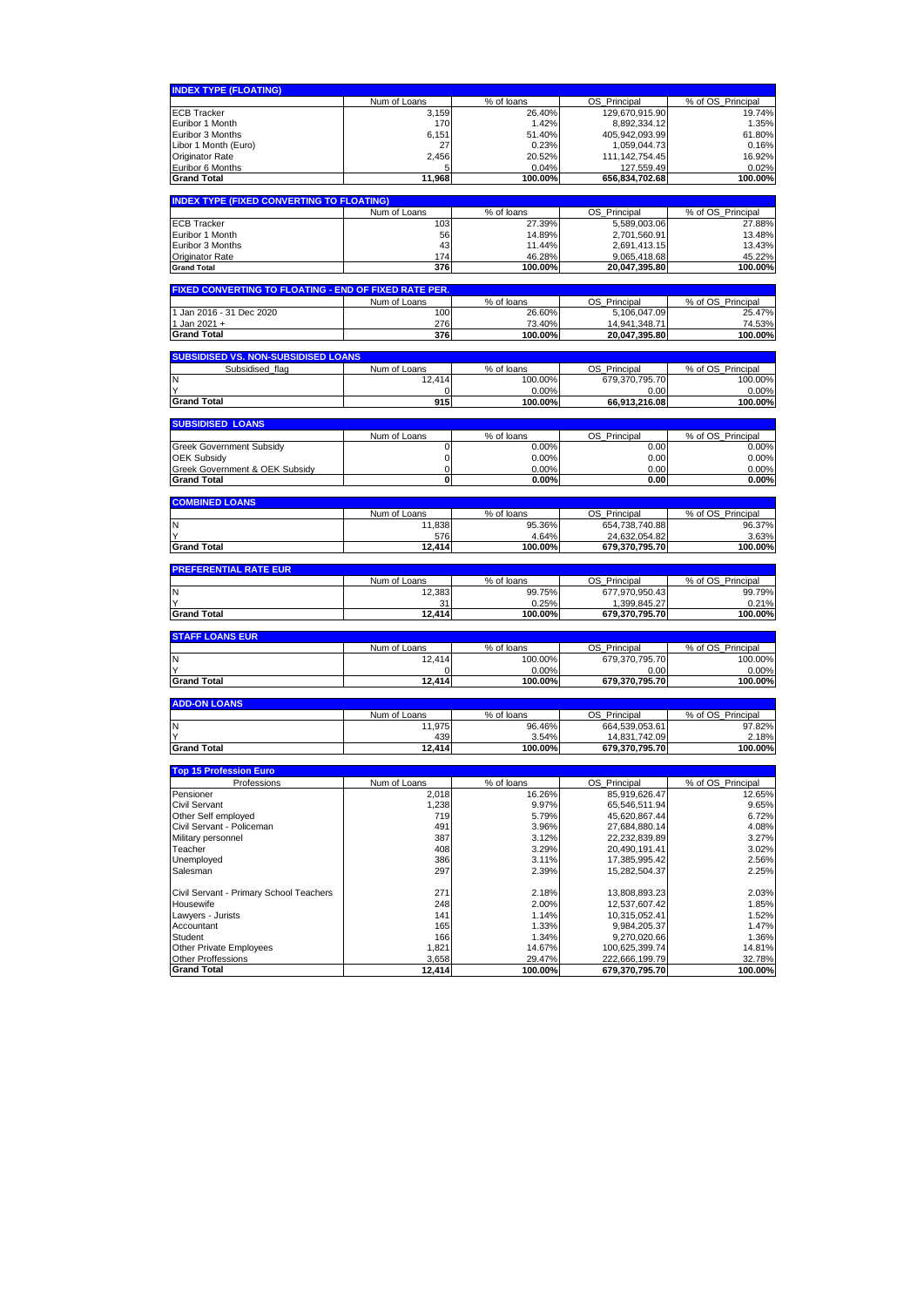| INDEX TYPE (FLOATING) | | | | |
|---|---|---|---|---|
| | Num of Loans | % of loans | OS_Principal | % of OS_Principal |
| ECB Tracker | 3,159 | 26.40% | 129,670,915.90 | 19.74% |
| Euribor 1 Month | 170 | 1.42% | 8,892,334.12 | 1.35% |
| Euribor 3 Months | 6,151 | 51.40% | 405,942,093.99 | 61.80% |
| Libor 1 Month (Euro) | 27 | 0.23% | 1,059,044.73 | 0.16% |
| Originator Rate | 2,456 | 20.52% | 111,142,754.45 | 16.92% |
| Euribor 6 Months | 5 | 0.04% | 127,559.49 | 0.02% |
| **Grand Total** | **11,968** | **100.00%** | **656,834,702.68** | **100.00%** |

| INDEX TYPE (FIXED CONVERTING TO FLOATING) | | | | |
|---|---|---|---|---|
| | Num of Loans | % of loans | OS_Principal | % of OS_Principal |
| ECB Tracker | 103 | 27.39% | 5,589,003.06 | 27.88% |
| Euribor 1 Month | 56 | 14.89% | 2,701,560.91 | 13.48% |
| Euribor 3 Months | 43 | 11.44% | 2,691,413.15 | 13.43% |
| Originator Rate | 174 | 46.28% | 9,065,418.68 | 45.22% |
| **Grand Total** | **376** | **100.00%** | **20,047,395.80** | **100.00%** |

| FIXED CONVERTING TO FLOATING - END OF FIXED RATE PER. | | | | |
|---|---|---|---|---|
| | Num of Loans | % of loans | OS_Principal | % of OS_Principal |
| 1 Jan 2016 - 31 Dec 2020 | 100 | 26.60% | 5,106,047.09 | 25.47% |
| 1 Jan 2021 + | 276 | 73.40% | 14,941,348.71 | 74.53% |
| **Grand Total** | **376** | **100.00%** | **20,047,395.80** | **100.00%** |

| SUBSIDISED VS. NON-SUBSIDISED LOANS | | | | |
|---|---|---|---|---|
| Subsidised_flag | Num of Loans | % of loans | OS_Principal | % of OS_Principal |
| N | 12,414 | 100.00% | 679,370,795.70 | 100.00% |
| Y | 0 | 0.00% | 0.00 | 0.00% |
| **Grand Total** | **915** | **100.00%** | **66,913,216.08** | **100.00%** |

| SUBSIDISED LOANS | | | | |
|---|---|---|---|---|
| | Num of Loans | % of loans | OS_Principal | % of OS_Principal |
| Greek Government Subsidy | 0 | 0.00% | 0.00 | 0.00% |
| OEK Subsidy | 0 | 0.00% | 0.00 | 0.00% |
| Greek Government & OEK Subsidy | 0 | 0.00% | 0.00 | 0.00% |
| **Grand Total** | **0** | **0.00%** | **0.00** | **0.00%** |

| COMBINED LOANS | | | | |
|---|---|---|---|---|
| | Num of Loans | % of loans | OS_Principal | % of OS_Principal |
| N | 11,838 | 95.36% | 654,738,740.88 | 96.37% |
| Y | 576 | 4.64% | 24,632,054.82 | 3.63% |
| **Grand Total** | **12,414** | **100.00%** | **679,370,795.70** | **100.00%** |

| PREFERENTIAL RATE EUR | | | | |
|---|---|---|---|---|
| | Num of Loans | % of loans | OS_Principal | % of OS_Principal |
| N | 12,383 | 99.75% | 677,970,950.43 | 99.79% |
| Y | 31 | 0.25% | 1,399,845.27 | 0.21% |
| **Grand Total** | **12,414** | **100.00%** | **679,370,795.70** | **100.00%** |

| STAFF LOANS EUR | | | | |
|---|---|---|---|---|
| | Num of Loans | % of loans | OS_Principal | % of OS_Principal |
| N | 12,414 | 100.00% | 679,370,795.70 | 100.00% |
| Y | 0 | 0.00% | 0.00 | 0.00% |
| **Grand Total** | **12,414** | **100.00%** | **679,370,795.70** | **100.00%** |

| ADD-ON LOANS | | | | |
|---|---|---|---|---|
| | Num of Loans | % of loans | OS_Principal | % of OS_Principal |
| N | 11,975 | 96.46% | 664,539,053.61 | 97.82% |
| Y | 439 | 3.54% | 14,831,742.09 | 2.18% |
| **Grand Total** | **12,414** | **100.00%** | **679,370,795.70** | **100.00%** |

| Top 15 Profession Euro | | | | |
|---|---|---|---|---|
| Professions | Num of Loans | % of loans | OS_Principal | % of OS_Principal |
| Pensioner | 2,018 | 16.26% | 85,919,626.47 | 12.65% |
| Civil Servant | 1,238 | 9.97% | 65,546,511.94 | 9.65% |
| Other Self employed | 719 | 5.79% | 45,620,867.44 | 6.72% |
| Civil Servant - Policeman | 491 | 3.96% | 27,684,880.14 | 4.08% |
| Military personnel | 387 | 3.12% | 22,232,839.89 | 3.27% |
| Teacher | 408 | 3.29% | 20,490,191.41 | 3.02% |
| Unemployed | 386 | 3.11% | 17,385,995.42 | 2.56% |
| Salesman | 297 | 2.39% | 15,282,504.37 | 2.25% |
| Civil Servant - Primary School Teachers | 271 | 2.18% | 13,808,893.23 | 2.03% |
| Housewife | 248 | 2.00% | 12,537,607.42 | 1.85% |
| Lawyers - Jurists | 141 | 1.14% | 10,315,052.41 | 1.52% |
| Accountant | 165 | 1.33% | 9,984,205.37 | 1.47% |
| Student | 166 | 1.34% | 9,270,020.66 | 1.36% |
| Other Private Employees | 1,821 | 14.67% | 100,625,399.74 | 14.81% |
| Other Proffessions | 3,658 | 29.47% | 222,666,199.79 | 32.78% |
| **Grand Total** | **12,414** | **100.00%** | **679,370,795.70** | **100.00%** |